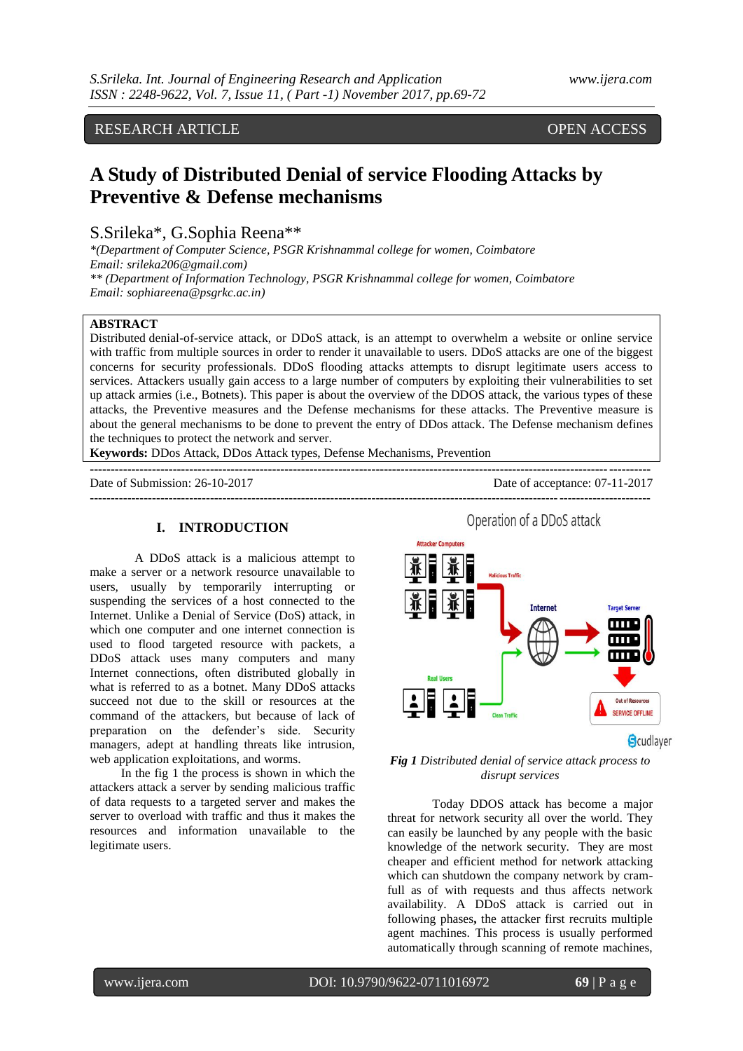RESEARCH ARTICLE OPEN ACCESS

# A Study of Distributed Denial of service Flooding Attacks by Preventive & Defense mechanisms

S.Srileka*, G.Sophia Reena**

*\*(Department of Computer Science, PSGR Krishnammal college for women, Coimbatore*
*Email: srileka206@gmail.com)*
*\*\* (Department of Information Technology, PSGR Krishnammal college for women, Coimbatore*
*Email: sophiareena@psgrkc.ac.in)*

**ABSTRACT**

Distributed denial-of-service attack, or DDoS attack, is an attempt to overwhelm a website or online service with traffic from multiple sources in order to render it unavailable to users. DDoS attacks are one of the biggest concerns for security professionals. DDoS flooding attacks attempts to disrupt legitimate users access to services. Attackers usually gain access to a large number of computers by exploiting their vulnerabilities to set up attack armies (i.e., Botnets). This paper is about the overview of the DDOS attack, the various types of these attacks, the Preventive measures and the Defense mechanisms for these attacks. The Preventive measure is about the general mechanisms to be done to prevent the entry of DDos attack. The Defense mechanism defines the techniques to protect the network and server.

**Keywords:** DDos Attack, DDos Attack types, Defense Mechanisms, Prevention

Date of Submission: 26-10-2017 Date of acceptance: 07-11-2017

## I. INTRODUCTION

A DDoS attack is a malicious attempt to make a server or a network resource unavailable to users, usually by temporarily interrupting or suspending the services of a host connected to the Internet. Unlike a Denial of Service (DoS) attack, in which one computer and one internet connection is used to flood targeted resource with packets, a DDoS attack uses many computers and many Internet connections, often distributed globally in what is referred to as a botnet. Many DDoS attacks succeed not due to the skill or resources at the command of the attackers, but because of lack of preparation on the defender's side. Security managers, adept at handling threats like intrusion, web application exploitations, and worms.

In the fig 1 the process is shown in which the attackers attack a server by sending malicious traffic of data requests to a targeted server and makes the server to overload with traffic and thus it makes the resources and information unavailable to the legitimate users.

*Fig 1 Distributed denial of service attack process to disrupt services*

Today DDOS attack has become a major threat for network security all over the world. They can easily be launched by any people with the basic knowledge of the network security. They are most cheaper and efficient method for network attacking which can shutdown the company network by cram-full as of with requests and thus affects network availability. A DDoS attack is carried out in following phases**,** the attacker first recruits multiple agent machines. This process is usually performed automatically through scanning of remote machines,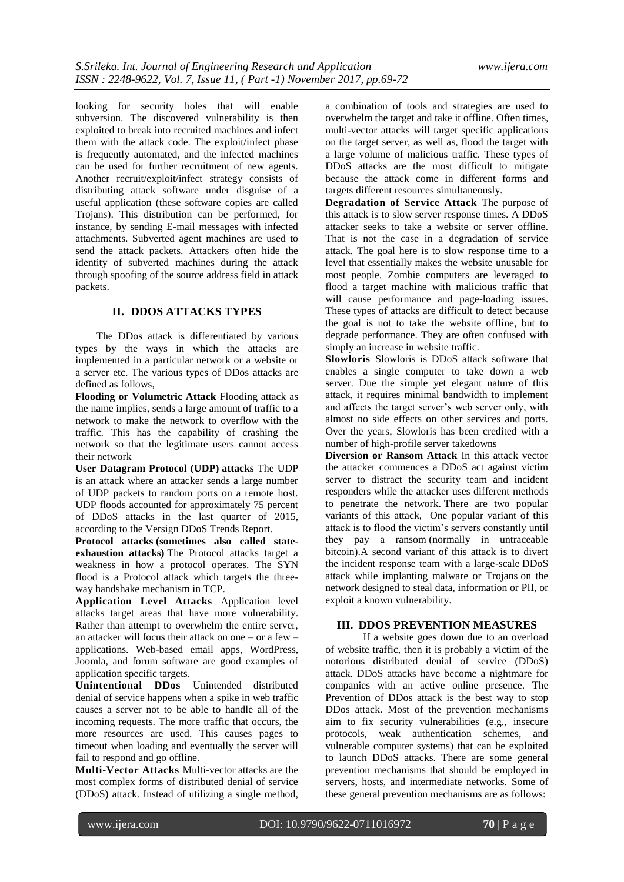looking for security holes that will enable subversion. The discovered vulnerability is then exploited to break into recruited machines and infect them with the attack code. The exploit/infect phase is frequently automated, and the infected machines can be used for further recruitment of new agents. Another recruit/exploit/infect strategy consists of distributing attack software under disguise of a useful application (these software copies are called Trojans). This distribution can be performed, for instance, by sending E-mail messages with infected attachments. Subverted agent machines are used to send the attack packets. Attackers often hide the identity of subverted machines during the attack through spoofing of the source address field in attack packets.

## II. DDOS ATTACKS TYPES

The DDos attack is differentiated by various types by the ways in which the attacks are implemented in a particular network or a website or a server etc. The various types of DDos attacks are defined as follows,

**Flooding or Volumetric Attack** Flooding attack as the name implies, sends a large amount of traffic to a network to make the network to overflow with the traffic. This has the capability of crashing the network so that the legitimate users cannot access their network

**User Datagram Protocol (UDP) attacks** The UDP is an attack where an attacker sends a large number of UDP packets to random ports on a remote host. UDP floods accounted for approximately 75 percent of DDoS attacks in the last quarter of 2015, according to the Versign DDoS Trends Report.

**Protocol attacks (sometimes also called state-exhaustion attacks)** The Protocol attacks target a weakness in how a protocol operates. The SYN flood is a Protocol attack which targets the three-way handshake mechanism in TCP.

**Application Level Attacks** Application level attacks target areas that have more vulnerability. Rather than attempt to overwhelm the entire server, an attacker will focus their attack on one – or a few – applications. Web-based email apps, WordPress, Joomla, and forum software are good examples of application specific targets.

**Unintentional DDos** Unintended distributed denial of service happens when a spike in web traffic causes a server not to be able to handle all of the incoming requests. The more traffic that occurs, the more resources are used. This causes pages to timeout when loading and eventually the server will fail to respond and go offline.

**Multi-Vector Attacks** Multi-vector attacks are the most complex forms of distributed denial of service (DDoS) attack. Instead of utilizing a single method, a combination of tools and strategies are used to overwhelm the target and take it offline. Often times, multi-vector attacks will target specific applications on the target server, as well as, flood the target with a large volume of malicious traffic. These types of DDoS attacks are the most difficult to mitigate because the attack come in different forms and targets different resources simultaneously.

**Degradation of Service Attack** The purpose of this attack is to slow server response times. A DDoS attacker seeks to take a website or server offline. That is not the case in a degradation of service attack. The goal here is to slow response time to a level that essentially makes the website unusable for most people. Zombie computers are leveraged to flood a target machine with malicious traffic that will cause performance and page-loading issues. These types of attacks are difficult to detect because the goal is not to take the website offline, but to degrade performance. They are often confused with simply an increase in website traffic.

**Slowloris** Slowloris is DDoS attack software that enables a single computer to take down a web server. Due the simple yet elegant nature of this attack, it requires minimal bandwidth to implement and affects the target server's web server only, with almost no side effects on other services and ports. Over the years, Slowloris has been credited with a number of high-profile server takedowns

**Diversion or Ransom Attack** In this attack vector the attacker commences a DDoS act against victim server to distract the security team and incident responders while the attacker uses different methods to penetrate the network. There are two popular variants of this attack, One popular variant of this attack is to flood the victim's servers constantly until they pay a ransom (normally in untraceable bitcoin).A second variant of this attack is to divert the incident response team with a large-scale DDoS attack while implanting malware or Trojans on the network designed to steal data, information or PII, or exploit a known vulnerability.

## III. DDOS PREVENTION MEASURES

If a website goes down due to an overload of website traffic, then it is probably a victim of the notorious distributed denial of service (DDoS) attack. DDoS attacks have become a nightmare for companies with an active online presence. The Prevention of DDos attack is the best way to stop DDos attack. Most of the prevention mechanisms aim to fix security vulnerabilities (e.g., insecure protocols, weak authentication schemes, and vulnerable computer systems) that can be exploited to launch DDoS attacks. There are some general prevention mechanisms that should be employed in servers, hosts, and intermediate networks. Some of these general prevention mechanisms are as follows: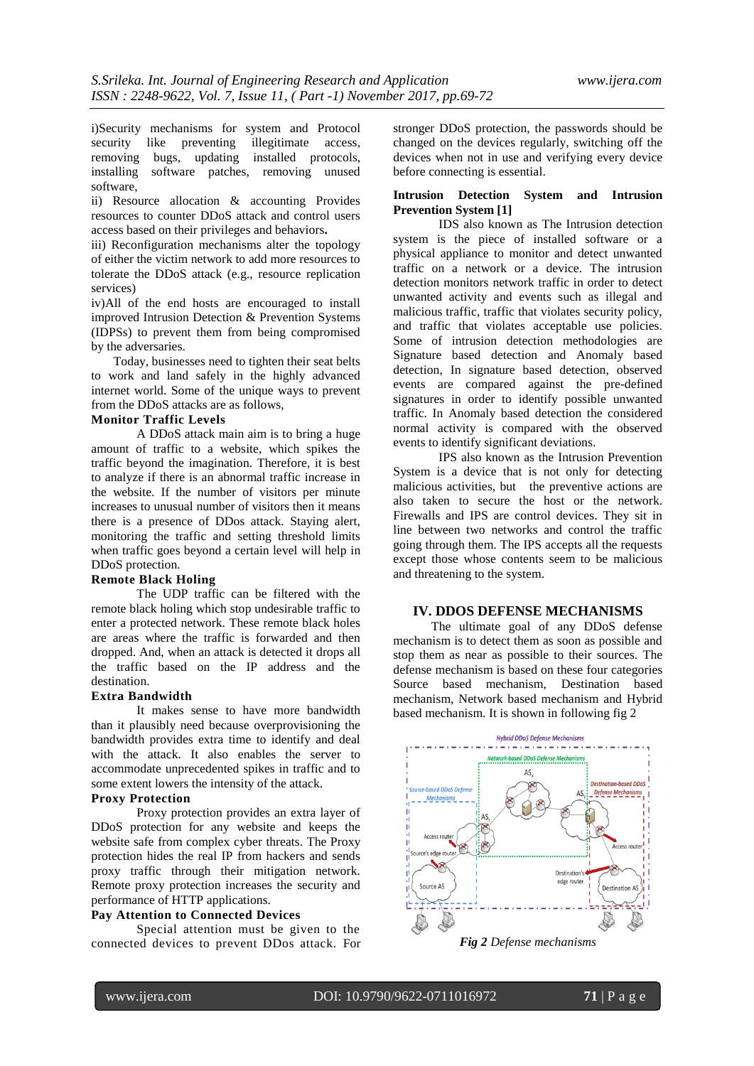i)Security mechanisms for system and Protocol security like preventing illegitimate access, removing bugs, updating installed protocols, installing software patches, removing unused software,

ii) Resource allocation & accounting Provides resources to counter DDoS attack and control users access based on their privileges and behaviors.

iii) Reconfiguration mechanisms alter the topology of either the victim network to add more resources to tolerate the DDoS attack (e.g., resource replication services)

iv)All of the end hosts are encouraged to install improved Intrusion Detection & Prevention Systems (IDPSs) to prevent them from being compromised by the adversaries.

Today, businesses need to tighten their seat belts to work and land safely in the highly advanced internet world. Some of the unique ways to prevent from the DDoS attacks are as follows,

**Monitor Traffic Levels**

A DDoS attack main aim is to bring a huge amount of traffic to a website, which spikes the traffic beyond the imagination. Therefore, it is best to analyze if there is an abnormal traffic increase in the website. If the number of visitors per minute increases to unusual number of visitors then it means there is a presence of DDos attack. Staying alert, monitoring the traffic and setting threshold limits when traffic goes beyond a certain level will help in DDoS protection.

**Remote Black Holing**

The UDP traffic can be filtered with the remote black holing which stop undesirable traffic to enter a protected network. These remote black holes are areas where the traffic is forwarded and then dropped. And, when an attack is detected it drops all the traffic based on the IP address and the destination.

**Extra Bandwidth**

It makes sense to have more bandwidth than it plausibly need because overprovisioning the bandwidth provides extra time to identify and deal with the attack. It also enables the server to accommodate unprecedented spikes in traffic and to some extent lowers the intensity of the attack.

**Proxy Protection**

Proxy protection provides an extra layer of DDoS protection for any website and keeps the website safe from complex cyber threats. The Proxy protection hides the real IP from hackers and sends proxy traffic through their mitigation network. Remote proxy protection increases the security and performance of HTTP applications.

**Pay Attention to Connected Devices**

Special attention must be given to the connected devices to prevent DDos attack. For stronger DDoS protection, the passwords should be changed on the devices regularly, switching off the devices when not in use and verifying every device before connecting is essential.

**Intrusion Detection System and Intrusion Prevention System [1]**

IDS also known as The Intrusion detection system is the piece of installed software or a physical appliance to monitor and detect unwanted traffic on a network or a device. The intrusion detection monitors network traffic in order to detect unwanted activity and events such as illegal and malicious traffic, traffic that violates security policy, and traffic that violates acceptable use policies. Some of intrusion detection methodologies are Signature based detection and Anomaly based detection, In signature based detection, observed events are compared against the pre-defined signatures in order to identify possible unwanted traffic. In Anomaly based detection the considered normal activity is compared with the observed events to identify significant deviations.

IPS also known as the Intrusion Prevention System is a device that is not only for detecting malicious activities, but the preventive actions are also taken to secure the host or the network. Firewalls and IPS are control devices. They sit in line between two networks and control the traffic going through them. The IPS accepts all the requests except those whose contents seem to be malicious and threatening to the system.

## IV. DDOS DEFENSE MECHANISMS

The ultimate goal of any DDoS defense mechanism is to detect them as soon as possible and stop them as near as possible to their sources. The defense mechanism is based on these four categories Source based mechanism, Destination based mechanism, Network based mechanism and Hybrid based mechanism. It is shown in following fig 2

***Fig 2*** *Defense mechanisms*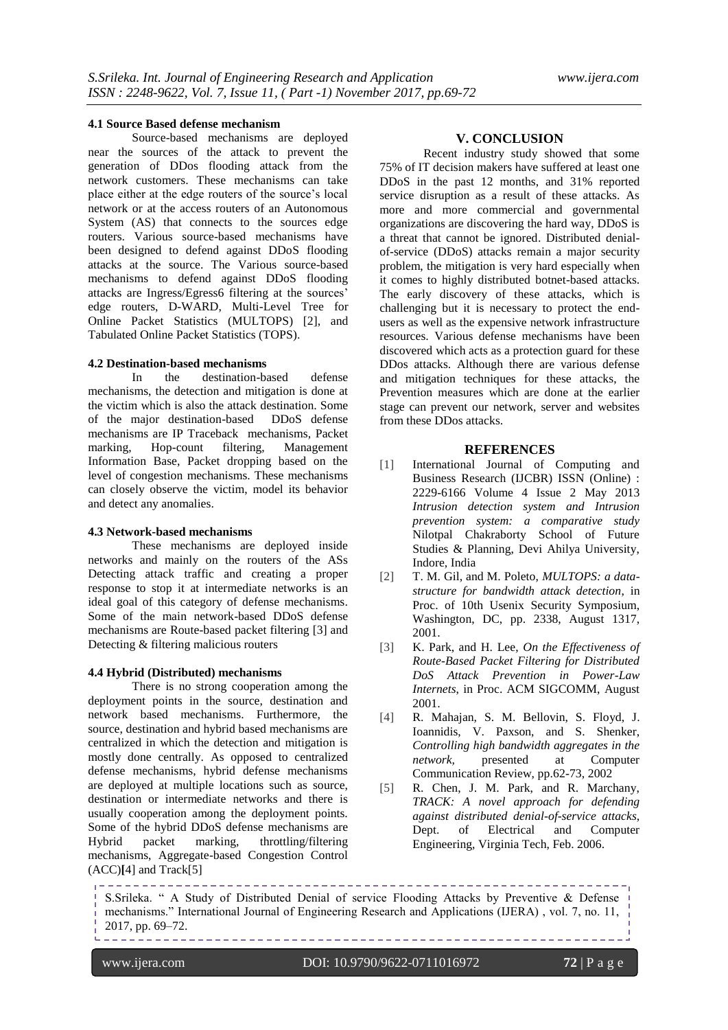#### 4.1 Source Based defense mechanism

Source-based mechanisms are deployed near the sources of the attack to prevent the generation of DDos flooding attack from the network customers. These mechanisms can take place either at the edge routers of the source's local network or at the access routers of an Autonomous System (AS) that connects to the sources edge routers. Various source-based mechanisms have been designed to defend against DDoS flooding attacks at the source. The Various source-based mechanisms to defend against DDoS flooding attacks are Ingress/Egress6 filtering at the sources' edge routers, D-WARD, Multi-Level Tree for Online Packet Statistics (MULTOPS) [2], and Tabulated Online Packet Statistics (TOPS).

#### 4.2 Destination-based mechanisms

In the destination-based defense mechanisms, the detection and mitigation is done at the victim which is also the attack destination. Some of the major destination-based DDoS defense mechanisms are IP Traceback mechanisms, Packet marking, Hop-count filtering, Management Information Base, Packet dropping based on the level of congestion mechanisms. These mechanisms can closely observe the victim, model its behavior and detect any anomalies.

#### 4.3 Network-based mechanisms

These mechanisms are deployed inside networks and mainly on the routers of the ASs Detecting attack traffic and creating a proper response to stop it at intermediate networks is an ideal goal of this category of defense mechanisms. Some of the main network-based DDoS defense mechanisms are Route-based packet filtering [3] and Detecting & filtering malicious routers

#### 4.4 Hybrid (Distributed) mechanisms

There is no strong cooperation among the deployment points in the source, destination and network based mechanisms. Furthermore, the source, destination and hybrid based mechanisms are centralized in which the detection and mitigation is mostly done centrally. As opposed to centralized defense mechanisms, hybrid defense mechanisms are deployed at multiple locations such as source, destination or intermediate networks and there is usually cooperation among the deployment points. Some of the hybrid DDoS defense mechanisms are Hybrid packet marking, throttling/filtering mechanisms, Aggregate-based Congestion Control (ACC)**[**4] and Track[5]

## V. CONCLUSION

Recent industry study showed that some 75% of IT decision makers have suffered at least one DDoS in the past 12 months, and 31% reported service disruption as a result of these attacks. As more and more commercial and governmental organizations are discovering the hard way, DDoS is a threat that cannot be ignored. Distributed denial-of-service (DDoS) attacks remain a major security problem, the mitigation is very hard especially when it comes to highly distributed botnet-based attacks. The early discovery of these attacks, which is challenging but it is necessary to protect the end-users as well as the expensive network infrastructure resources. Various defense mechanisms have been discovered which acts as a protection guard for these DDos attacks. Although there are various defense and mitigation techniques for these attacks, the Prevention measures which are done at the earlier stage can prevent our network, server and websites from these DDos attacks.

## REFERENCES

[1] International Journal of Computing and Business Research (IJCBR) ISSN (Online) : 2229-6166 Volume 4 Issue 2 May 2013 *Intrusion detection system and Intrusion prevention system: a comparative study* Nilotpal Chakraborty School of Future Studies & Planning, Devi Ahilya University, Indore, India

[2] T. M. Gil, and M. Poleto, *MULTOPS: a data-structure for bandwidth attack detection*, in Proc. of 10th Usenix Security Symposium, Washington, DC, pp. 2338, August 1317, 2001.

[3] K. Park, and H. Lee, *On the Effectiveness of Route-Based Packet Filtering for Distributed DoS Attack Prevention in Power-Law Internets*, in Proc. ACM SIGCOMM, August 2001.

[4] R. Mahajan, S. M. Bellovin, S. Floyd, J. Ioannidis, V. Paxson, and S. Shenker, *Controlling high bandwidth aggregates in the network,* presented at Computer Communication Review, pp.62-73, 2002

[5] R. Chen, J. M. Park, and R. Marchany, *TRACK: A novel approach for defending against distributed denial-of-service attacks*, Dept. of Electrical and Computer Engineering, Virginia Tech, Feb. 2006.

S.Srileka. " A Study of Distributed Denial of service Flooding Attacks by Preventive & Defense mechanisms." International Journal of Engineering Research and Applications (IJERA) , vol. 7, no. 11, 2017, pp. 69–72.